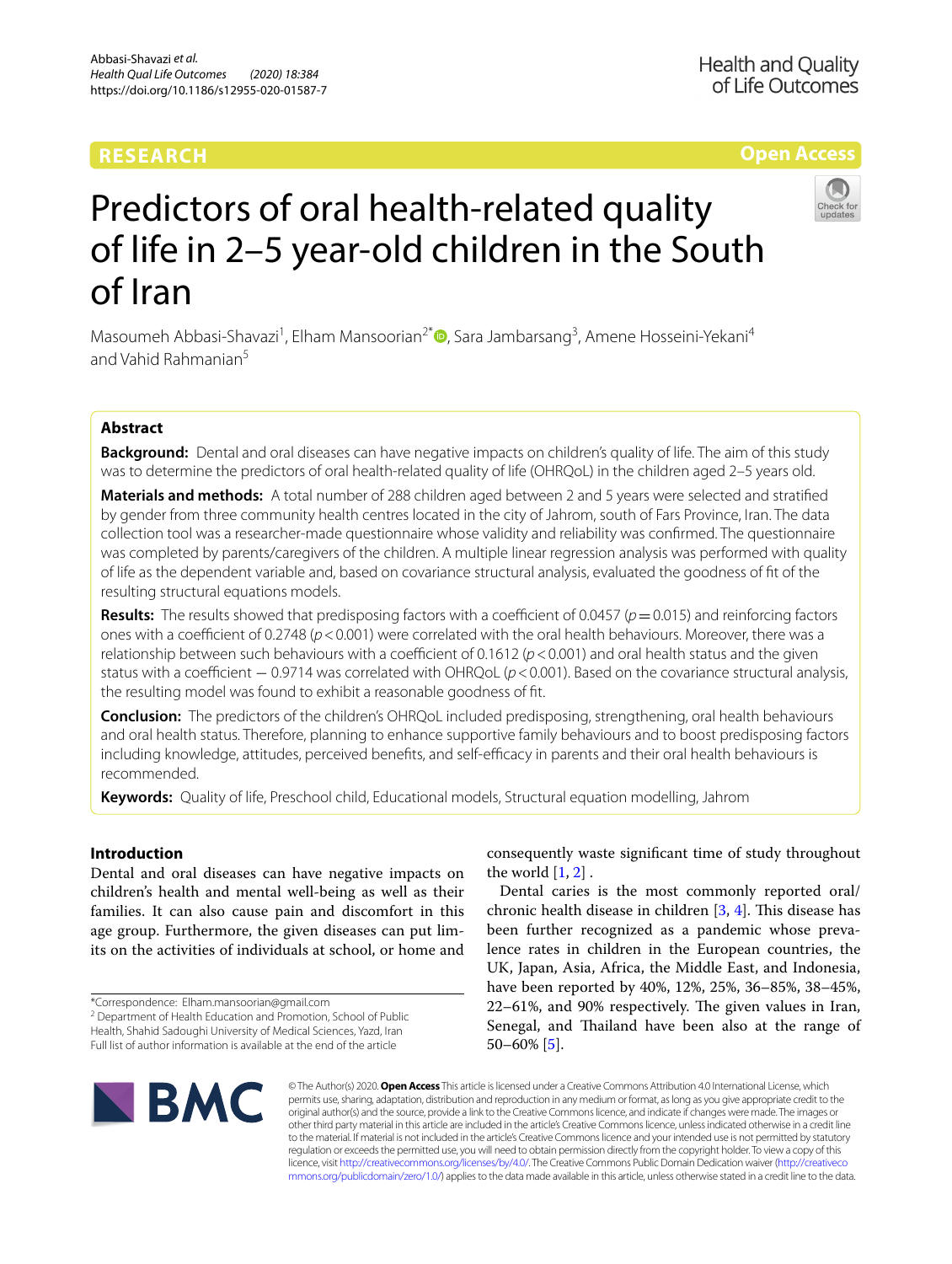# RESEARCH

# Predictors of oral health-related quality of life in 2–5 year-old children in the South of Iran

Masoumeh Abbasi-Shavazi[1], Elham Mansoorian[2*], Sara Jambarsang[3], Amene Hosseini-Yekani[4] and Vahid Rahmanian[5]

## Abstract

**Background:** Dental and oral diseases can have negative impacts on children's quality of life. The aim of this study was to determine the predictors of oral health-related quality of life (OHRQoL) in the children aged 2–5 years old.

**Materials and methods:** A total number of 288 children aged between 2 and 5 years were selected and stratified by gender from three community health centres located in the city of Jahrom, south of Fars Province, Iran. The data collection tool was a researcher-made questionnaire whose validity and reliability was confirmed. The questionnaire was completed by parents/caregivers of the children. A multiple linear regression analysis was performed with quality of life as the dependent variable and, based on covariance structural analysis, evaluated the goodness of fit of the resulting structural equations models.

**Results:** The results showed that predisposing factors with a coefficient of 0.0457 ($p = 0.015$) and reinforcing factors ones with a coefficient of 0.2748 ($p < 0.001$) were correlated with the oral health behaviours. Moreover, there was a relationship between such behaviours with a coefficient of 0.1612 ($p < 0.001$) and oral health status and the given status with a coefficient − 0.9714 was correlated with OHRQoL ($p < 0.001$). Based on the covariance structural analysis, the resulting model was found to exhibit a reasonable goodness of fit.

**Conclusion:** The predictors of the children's OHRQoL included predisposing, strengthening, oral health behaviours and oral health status. Therefore, planning to enhance supportive family behaviours and to boost predisposing factors including knowledge, attitudes, perceived benefits, and self-efficacy in parents and their oral health behaviours is recommended.

**Keywords:** Quality of life, Preschool child, Educational models, Structural equation modelling, Jahrom

## Introduction

Dental and oral diseases can have negative impacts on children's health and mental well-being as well as their families. It can also cause pain and discomfort in this age group. Furthermore, the given diseases can put limits on the activities of individuals at school, or home and consequently waste significant time of study throughout the world [1, 2] .

Dental caries is the most commonly reported oral/chronic health disease in children [3, 4]. This disease has been further recognized as a pandemic whose prevalence rates in children in the European countries, the UK, Japan, Asia, Africa, the Middle East, and Indonesia, have been reported by 40%, 12%, 25%, 36–85%, 38–45%, 22–61%, and 90% respectively. The given values in Iran, Senegal, and Thailand have been also at the range of 50–60% [5].

*Correspondence: Elham.mansoorian@gmail.com
[2] Department of Health Education and Promotion, School of Public Health, Shahid Sadoughi University of Medical Sciences, Yazd, Iran
Full list of author information is available at the end of the article

© The Author(s) 2020. **Open Access** This article is licensed under a Creative Commons Attribution 4.0 International License, which permits use, sharing, adaptation, distribution and reproduction in any medium or format, as long as you give appropriate credit to the original author(s) and the source, provide a link to the Creative Commons licence, and indicate if changes were made. The images or other third party material in this article are included in the article's Creative Commons licence, unless indicated otherwise in a credit line to the material. If material is not included in the article's Creative Commons licence and your intended use is not permitted by statutory regulation or exceeds the permitted use, you will need to obtain permission directly from the copyright holder. To view a copy of this licence, visit http://creativecommons.org/licenses/by/4.0/. The Creative Commons Public Domain Dedication waiver (http://creativecommons.org/publicdomain/zero/1.0/) applies to the data made available in this article, unless otherwise stated in a credit line to the data.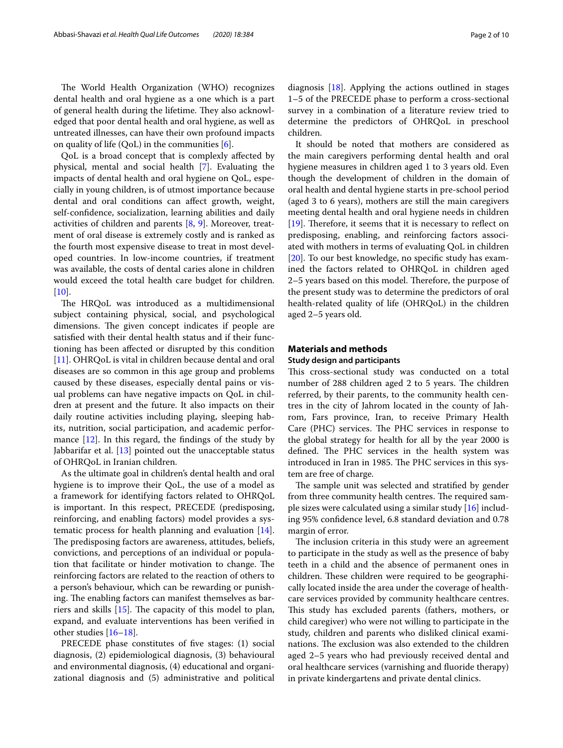The World Health Organization (WHO) recognizes dental health and oral hygiene as a one which is a part of general health during the lifetime. They also acknowledged that poor dental health and oral hygiene, as well as untreated illnesses, can have their own profound impacts on quality of life (QoL) in the communities [6].

QoL is a broad concept that is complexly affected by physical, mental and social health [7]. Evaluating the impacts of dental health and oral hygiene on QoL, especially in young children, is of utmost importance because dental and oral conditions can affect growth, weight, self-confidence, socialization, learning abilities and daily activities of children and parents [8, 9]. Moreover, treatment of oral disease is extremely costly and is ranked as the fourth most expensive disease to treat in most developed countries. In low-income countries, if treatment was available, the costs of dental caries alone in children would exceed the total health care budget for children. [10].

The HRQoL was introduced as a multidimensional subject containing physical, social, and psychological dimensions. The given concept indicates if people are satisfied with their dental health status and if their functioning has been affected or disrupted by this condition [11]. OHRQoL is vital in children because dental and oral diseases are so common in this age group and problems caused by these diseases, especially dental pains or visual problems can have negative impacts on QoL in children at present and the future. It also impacts on their daily routine activities including playing, sleeping habits, nutrition, social participation, and academic performance [12]. In this regard, the findings of the study by Jabbarifar et al. [13] pointed out the unacceptable status of OHRQoL in Iranian children.

As the ultimate goal in children's dental health and oral hygiene is to improve their QoL, the use of a model as a framework for identifying factors related to OHRQoL is important. In this respect, PRECEDE (predisposing, reinforcing, and enabling factors) model provides a systematic process for health planning and evaluation [14]. The predisposing factors are awareness, attitudes, beliefs, convictions, and perceptions of an individual or population that facilitate or hinder motivation to change. The reinforcing factors are related to the reaction of others to a person's behaviour, which can be rewarding or punishing. The enabling factors can manifest themselves as barriers and skills [15]. The capacity of this model to plan, expand, and evaluate interventions has been verified in other studies [16–18].

PRECEDE phase constitutes of five stages: (1) social diagnosis, (2) epidemiological diagnosis, (3) behavioural and environmental diagnosis, (4) educational and organizational diagnosis and (5) administrative and political diagnosis [18]. Applying the actions outlined in stages 1–5 of the PRECEDE phase to perform a cross-sectional survey in a combination of a literature review tried to determine the predictors of OHRQoL in preschool children.

It should be noted that mothers are considered as the main caregivers performing dental health and oral hygiene measures in children aged 1 to 3 years old. Even though the development of children in the domain of oral health and dental hygiene starts in pre-school period (aged 3 to 6 years), mothers are still the main caregivers meeting dental health and oral hygiene needs in children [19]. Therefore, it seems that it is necessary to reflect on predisposing, enabling, and reinforcing factors associated with mothers in terms of evaluating QoL in children [20]. To our best knowledge, no specific study has examined the factors related to OHRQoL in children aged 2–5 years based on this model. Therefore, the purpose of the present study was to determine the predictors of oral health-related quality of life (OHRQoL) in the children aged 2–5 years old.

## Materials and methods

### Study design and participants

This cross-sectional study was conducted on a total number of 288 children aged 2 to 5 years. The children referred, by their parents, to the community health centres in the city of Jahrom located in the county of Jahrom, Fars province, Iran, to receive Primary Health Care (PHC) services. The PHC services in response to the global strategy for health for all by the year 2000 is defined. The PHC services in the health system was introduced in Iran in 1985. The PHC services in this system are free of charge.

The sample unit was selected and stratified by gender from three community health centres. The required sample sizes were calculated using a similar study [16] including 95% confidence level, 6.8 standard deviation and 0.78 margin of error.

The inclusion criteria in this study were an agreement to participate in the study as well as the presence of baby teeth in a child and the absence of permanent ones in children. These children were required to be geographically located inside the area under the coverage of healthcare services provided by community healthcare centres. This study has excluded parents (fathers, mothers, or child caregiver) who were not willing to participate in the study, children and parents who disliked clinical examinations. The exclusion was also extended to the children aged 2–5 years who had previously received dental and oral healthcare services (varnishing and fluoride therapy) in private kindergartens and private dental clinics.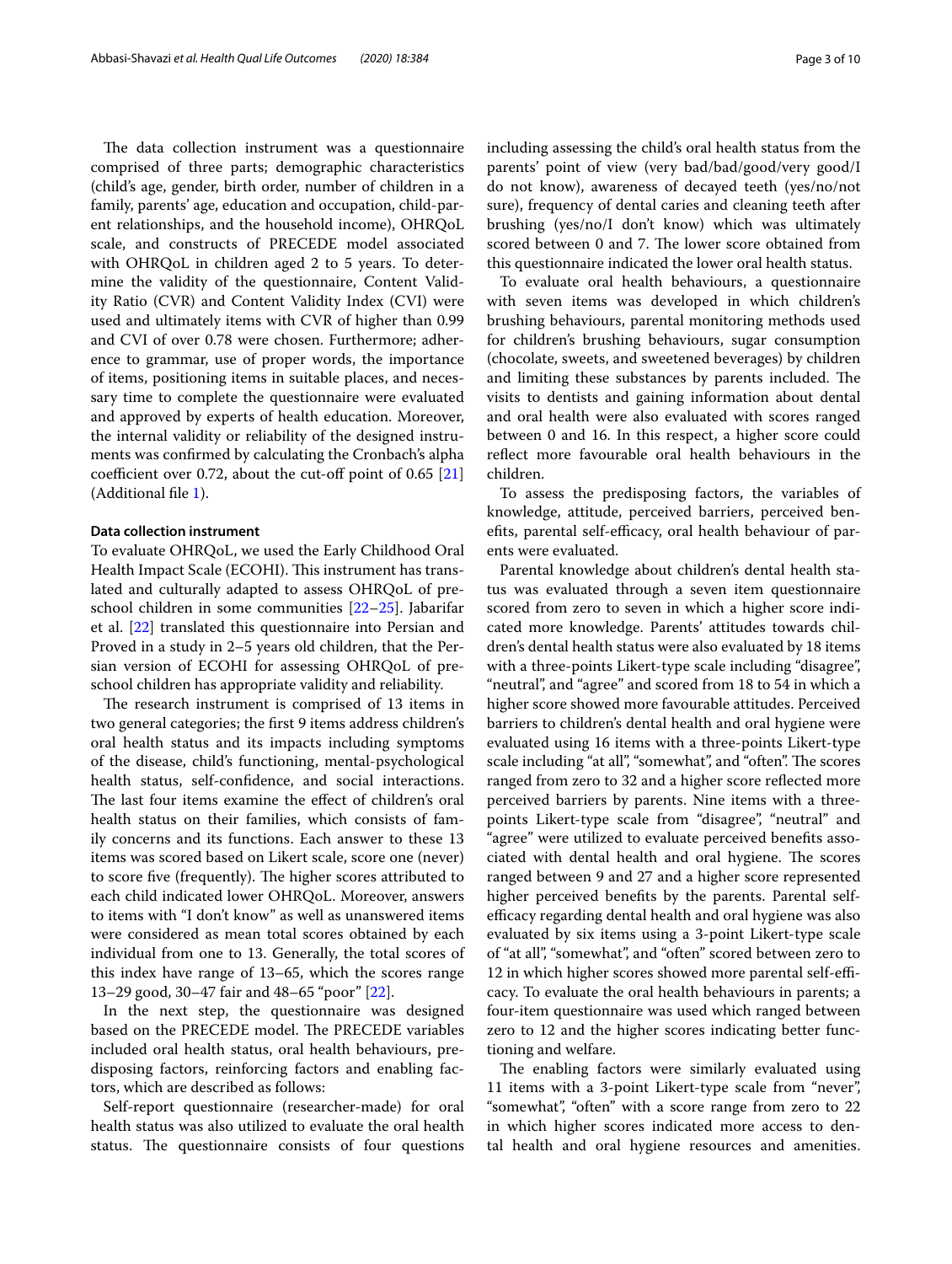The data collection instrument was a questionnaire comprised of three parts; demographic characteristics (child's age, gender, birth order, number of children in a family, parents' age, education and occupation, child-parent relationships, and the household income), OHRQoL scale, and constructs of PRECEDE model associated with OHRQoL in children aged 2 to 5 years. To determine the validity of the questionnaire, Content Validity Ratio (CVR) and Content Validity Index (CVI) were used and ultimately items with CVR of higher than 0.99 and CVI of over 0.78 were chosen. Furthermore; adherence to grammar, use of proper words, the importance of items, positioning items in suitable places, and necessary time to complete the questionnaire were evaluated and approved by experts of health education. Moreover, the internal validity or reliability of the designed instruments was confirmed by calculating the Cronbach's alpha coefficient over 0.72, about the cut-off point of 0.65 [21] (Additional file 1).

#### Data collection instrument

To evaluate OHRQoL, we used the Early Childhood Oral Health Impact Scale (ECOHI). This instrument has translated and culturally adapted to assess OHRQoL of preschool children in some communities [22–25]. Jabarifar et al. [22] translated this questionnaire into Persian and Proved in a study in 2–5 years old children, that the Persian version of ECOHI for assessing OHRQoL of preschool children has appropriate validity and reliability.

The research instrument is comprised of 13 items in two general categories; the first 9 items address children's oral health status and its impacts including symptoms of the disease, child's functioning, mental-psychological health status, self-confidence, and social interactions. The last four items examine the effect of children's oral health status on their families, which consists of family concerns and its functions. Each answer to these 13 items was scored based on Likert scale, score one (never) to score five (frequently). The higher scores attributed to each child indicated lower OHRQoL. Moreover, answers to items with "I don't know" as well as unanswered items were considered as mean total scores obtained by each individual from one to 13. Generally, the total scores of this index have range of 13–65, which the scores range 13–29 good, 30–47 fair and 48–65 "poor" [22].

In the next step, the questionnaire was designed based on the PRECEDE model. The PRECEDE variables included oral health status, oral health behaviours, predisposing factors, reinforcing factors and enabling factors, which are described as follows:

Self-report questionnaire (researcher-made) for oral health status was also utilized to evaluate the oral health status. The questionnaire consists of four questions including assessing the child's oral health status from the parents' point of view (very bad/bad/good/very good/I do not know), awareness of decayed teeth (yes/no/not sure), frequency of dental caries and cleaning teeth after brushing (yes/no/I don't know) which was ultimately scored between 0 and 7. The lower score obtained from this questionnaire indicated the lower oral health status.

To evaluate oral health behaviours, a questionnaire with seven items was developed in which children's brushing behaviours, parental monitoring methods used for children's brushing behaviours, sugar consumption (chocolate, sweets, and sweetened beverages) by children and limiting these substances by parents included. The visits to dentists and gaining information about dental and oral health were also evaluated with scores ranged between 0 and 16. In this respect, a higher score could reflect more favourable oral health behaviours in the children.

To assess the predisposing factors, the variables of knowledge, attitude, perceived barriers, perceived benefits, parental self-efficacy, oral health behaviour of parents were evaluated.

Parental knowledge about children's dental health status was evaluated through a seven item questionnaire scored from zero to seven in which a higher score indicated more knowledge. Parents' attitudes towards children's dental health status were also evaluated by 18 items with a three-points Likert-type scale including "disagree", "neutral", and "agree" and scored from 18 to 54 in which a higher score showed more favourable attitudes. Perceived barriers to children's dental health and oral hygiene were evaluated using 16 items with a three-points Likert-type scale including "at all", "somewhat", and "often". The scores ranged from zero to 32 and a higher score reflected more perceived barriers by parents. Nine items with a three-points Likert-type scale from "disagree", "neutral" and "agree" were utilized to evaluate perceived benefits associated with dental health and oral hygiene. The scores ranged between 9 and 27 and a higher score represented higher perceived benefits by the parents. Parental self-efficacy regarding dental health and oral hygiene was also evaluated by six items using a 3-point Likert-type scale of "at all", "somewhat", and "often" scored between zero to 12 in which higher scores showed more parental self-efficacy. To evaluate the oral health behaviours in parents; a four-item questionnaire was used which ranged between zero to 12 and the higher scores indicating better functioning and welfare.

The enabling factors were similarly evaluated using 11 items with a 3-point Likert-type scale from "never", "somewhat", "often" with a score range from zero to 22 in which higher scores indicated more access to dental health and oral hygiene resources and amenities.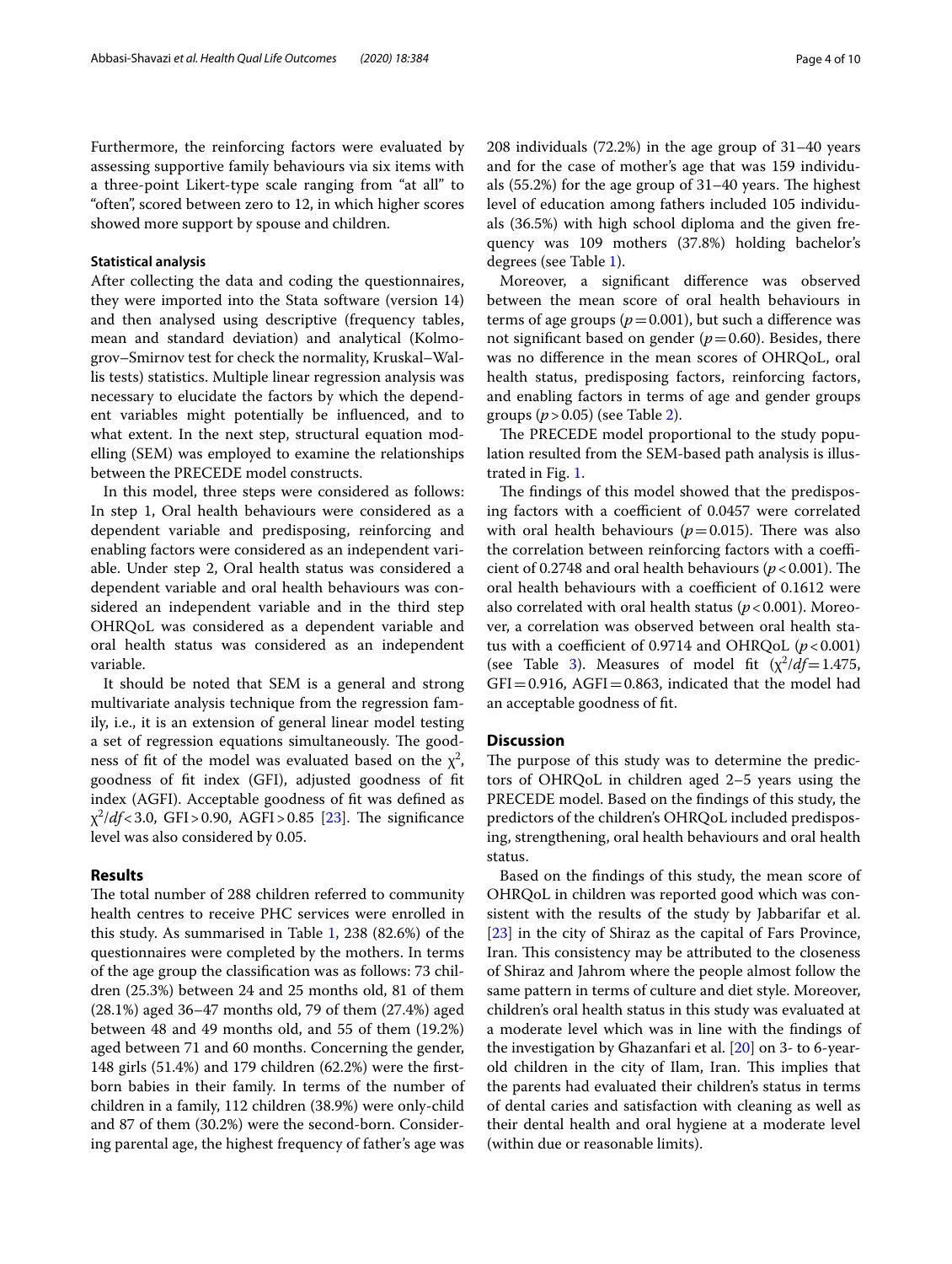Furthermore, the reinforcing factors were evaluated by assessing supportive family behaviours via six items with a three-point Likert-type scale ranging from "at all" to "often", scored between zero to 12, in which higher scores showed more support by spouse and children.

### Statistical analysis

After collecting the data and coding the questionnaires, they were imported into the Stata software (version 14) and then analysed using descriptive (frequency tables, mean and standard deviation) and analytical (Kolmogrov–Smirnov test for check the normality, Kruskal–Wallis tests) statistics. Multiple linear regression analysis was necessary to elucidate the factors by which the dependent variables might potentially be influenced, and to what extent. In the next step, structural equation modelling (SEM) was employed to examine the relationships between the PRECEDE model constructs.

In this model, three steps were considered as follows: In step 1, Oral health behaviours were considered as a dependent variable and predisposing, reinforcing and enabling factors were considered as an independent variable. Under step 2, Oral health status was considered a dependent variable and oral health behaviours was considered an independent variable and in the third step OHRQoL was considered as a dependent variable and oral health status was considered as an independent variable.

It should be noted that SEM is a general and strong multivariate analysis technique from the regression family, i.e., it is an extension of general linear model testing a set of regression equations simultaneously. The goodness of fit of the model was evaluated based on the $\chi^2$, goodness of fit index (GFI), adjusted goodness of fit index (AGFI). Acceptable goodness of fit was defined as $\chi^2/df < 3.0$, GFI > 0.90, AGFI > 0.85 [23]. The significance level was also considered by 0.05.

## Results

The total number of 288 children referred to community health centres to receive PHC services were enrolled in this study. As summarised in Table 1, 238 (82.6%) of the questionnaires were completed by the mothers. In terms of the age group the classification was as follows: 73 children (25.3%) between 24 and 25 months old, 81 of them (28.1%) aged 36–47 months old, 79 of them (27.4%) aged between 48 and 49 months old, and 55 of them (19.2%) aged between 71 and 60 months. Concerning the gender, 148 girls (51.4%) and 179 children (62.2%) were the first-born babies in their family. In terms of the number of children in a family, 112 children (38.9%) were only-child and 87 of them (30.2%) were the second-born. Considering parental age, the highest frequency of father's age was 208 individuals (72.2%) in the age group of 31–40 years and for the case of mother's age that was 159 individuals (55.2%) for the age group of 31–40 years. The highest level of education among fathers included 105 individuals (36.5%) with high school diploma and the given frequency was 109 mothers (37.8%) holding bachelor's degrees (see Table 1).

Moreover, a significant difference was observed between the mean score of oral health behaviours in terms of age groups ($p = 0.001$), but such a difference was not significant based on gender ($p = 0.60$). Besides, there was no difference in the mean scores of OHRQoL, oral health status, predisposing factors, reinforcing factors, and enabling factors in terms of age and gender groups groups ($p > 0.05$) (see Table 2).

The PRECEDE model proportional to the study population resulted from the SEM-based path analysis is illustrated in Fig. 1.

The findings of this model showed that the predisposing factors with a coefficient of 0.0457 were correlated with oral health behaviours ($p = 0.015$). There was also the correlation between reinforcing factors with a coefficient of 0.2748 and oral health behaviours ($p < 0.001$). The oral health behaviours with a coefficient of 0.1612 were also correlated with oral health status ($p < 0.001$). Moreover, a correlation was observed between oral health status with a coefficient of 0.9714 and OHRQoL ($p < 0.001$) (see Table 3). Measures of model fit ($\chi^2/df = 1.475$, GFI = 0.916, AGFI = 0.863, indicated that the model had an acceptable goodness of fit.

## Discussion

The purpose of this study was to determine the predictors of OHRQoL in children aged 2–5 years using the PRECEDE model. Based on the findings of this study, the predictors of the children's OHRQoL included predisposing, strengthening, oral health behaviours and oral health status.

Based on the findings of this study, the mean score of OHRQoL in children was reported good which was consistent with the results of the study by Jabbarifar et al. [23] in the city of Shiraz as the capital of Fars Province, Iran. This consistency may be attributed to the closeness of Shiraz and Jahrom where the people almost follow the same pattern in terms of culture and diet style. Moreover, children's oral health status in this study was evaluated at a moderate level which was in line with the findings of the investigation by Ghazanfari et al. [20] on 3- to 6-year-old children in the city of Ilam, Iran. This implies that the parents had evaluated their children's status in terms of dental caries and satisfaction with cleaning as well as their dental health and oral hygiene at a moderate level (within due or reasonable limits).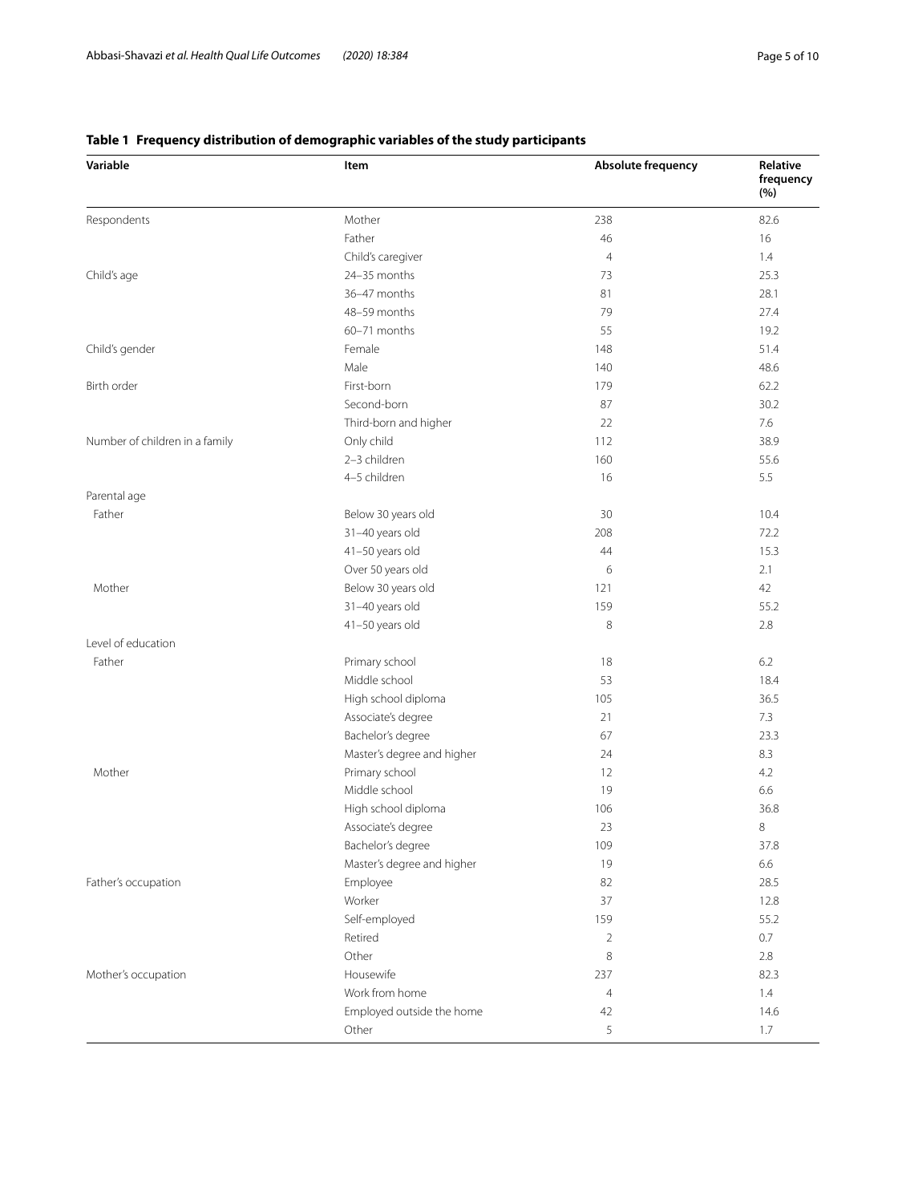**Table 1 Frequency distribution of demographic variables of the study participants**

| Variable | Item | Absolute frequency | Relative frequency (%) |
|---|---|---|---|
| Respondents | Mother | 238 | 82.6 |
| | Father | 46 | 16 |
| | Child's caregiver | 4 | 1.4 |
| Child's age | 24–35 months | 73 | 25.3 |
| | 36–47 months | 81 | 28.1 |
| | 48–59 months | 79 | 27.4 |
| | 60–71 months | 55 | 19.2 |
| Child's gender | Female | 148 | 51.4 |
| | Male | 140 | 48.6 |
| Birth order | First-born | 179 | 62.2 |
| | Second-born | 87 | 30.2 |
| | Third-born and higher | 22 | 7.6 |
| Number of children in a family | Only child | 112 | 38.9 |
| | 2–3 children | 160 | 55.6 |
| | 4–5 children | 16 | 5.5 |
| Parental age | | | |
| Father | Below 30 years old | 30 | 10.4 |
| | 31–40 years old | 208 | 72.2 |
| | 41–50 years old | 44 | 15.3 |
| | Over 50 years old | 6 | 2.1 |
| Mother | Below 30 years old | 121 | 42 |
| | 31–40 years old | 159 | 55.2 |
| | 41–50 years old | 8 | 2.8 |
| Level of education | | | |
| Father | Primary school | 18 | 6.2 |
| | Middle school | 53 | 18.4 |
| | High school diploma | 105 | 36.5 |
| | Associate's degree | 21 | 7.3 |
| | Bachelor's degree | 67 | 23.3 |
| | Master's degree and higher | 24 | 8.3 |
| Mother | Primary school | 12 | 4.2 |
| | Middle school | 19 | 6.6 |
| | High school diploma | 106 | 36.8 |
| | Associate's degree | 23 | 8 |
| | Bachelor's degree | 109 | 37.8 |
| | Master's degree and higher | 19 | 6.6 |
| Father's occupation | Employee | 82 | 28.5 |
| | Worker | 37 | 12.8 |
| | Self-employed | 159 | 55.2 |
| | Retired | 2 | 0.7 |
| | Other | 8 | 2.8 |
| Mother's occupation | Housewife | 237 | 82.3 |
| | Work from home | 4 | 1.4 |
| | Employed outside the home | 42 | 14.6 |
| | Other | 5 | 1.7 |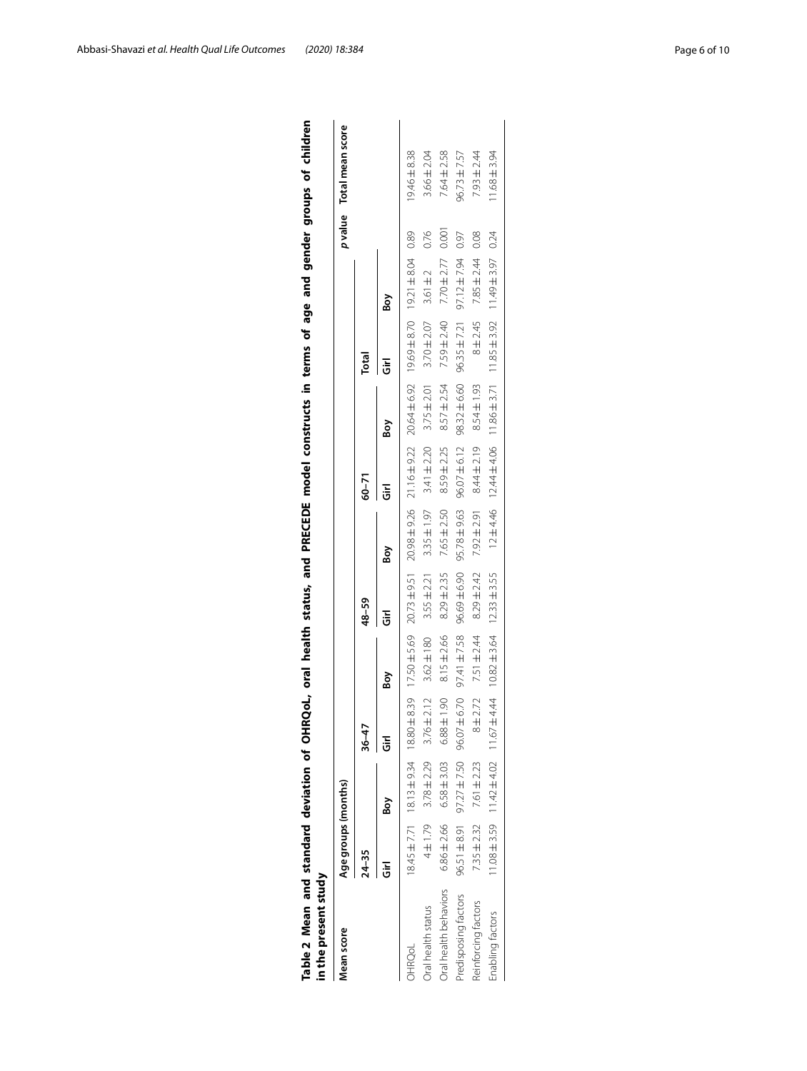**Table 2 Mean and standard deviation of OHRQoL, oral health status, and PRECEDE model constructs in terms of age and gender groups of children in the present study**

| Mean score | Age groups (months) | | | | | | | | | | p value | Total mean score |
|---|---|---|---|---|---|---|---|---|---|---|---|---|
| | 24–35 | | 36–47 | | 48–59 | | 60–71 | | Total | | | |
| | Girl | Boy | Girl | Boy | Girl | Boy | Girl | Boy | Girl | Boy | | |
| OHRQoL | 18.45 ± 7.71 | 18.13 ± 9.34 | 18.80 ± 8.39 | 17.50 ± 5.69 | 20.73 ± 9.51 | 20.98 ± 9.26 | 21.16 ± 9.22 | 20.64 ± 6.92 | 19.69 ± 8.70 | 19.21 ± 8.04 | 0.89 | 19.46 ± 8.38 |
| Oral health status | 4 ± 1.79 | 3.78 ± 2.29 | 3.76 ± 2.12 | 3.62 ± 180 | 3.55 ± 2.21 | 3.35 ± 1.97 | 3.41 ± 2.20 | 3.75 ± 2.01 | 3.70 ± 2.07 | 3.61 ± 2 | 0.76 | 3.66 ± 2.04 |
| Oral health behaviors | 6.86 ± 2.66 | 6.58 ± 3.03 | 6.88 ± 1.90 | 8.15 ± 2.66 | 8.29 ± 2.35 | 7.65 ± 2.50 | 8.59 ± 2.25 | 8.57 ± 2.54 | 7.59 ± 2.40 | 7.70 ± 2.77 | 0.001 | 7.64 ± 2.58 |
| Predisposing factors | 96.51 ± 8.91 | 97.27 ± 7.50 | 96.07 ± 6.70 | 97.41 ± 7.58 | 96.69 ± 6.90 | 95.78 ± 9.63 | 96.07 ± 6.12 | 98.32 ± 6.60 | 96.35 ± 7.21 | 97.12 ± 7.94 | 0.97 | 96.73 ± 7.57 |
| Reinforcing factors | 7.35 ± 2.32 | 7.61 ± 2.23 | 8 ± 2.72 | 7.51 ± 2.44 | 8.29 ± 2.42 | 7.92 ± 2.91 | 8.44 ± 2.19 | 8.54 ± 1.93 | 8 ± 2.45 | 7.85 ± 2.44 | 0.08 | 7.93 ± 2.44 |
| Enabling factors | 11.08 ± 3.59 | 11.42 ± 4.02 | 11.67 ± 4.44 | 10.82 ± 3.64 | 12.33 ± 3.55 | 12 ± 4.46 | 12.44 ± 4.06 | 11.86 ± 3.71 | 11.85 ± 3.92 | 11.49 ± 3.97 | 0.24 | 11.68 ± 3.94 |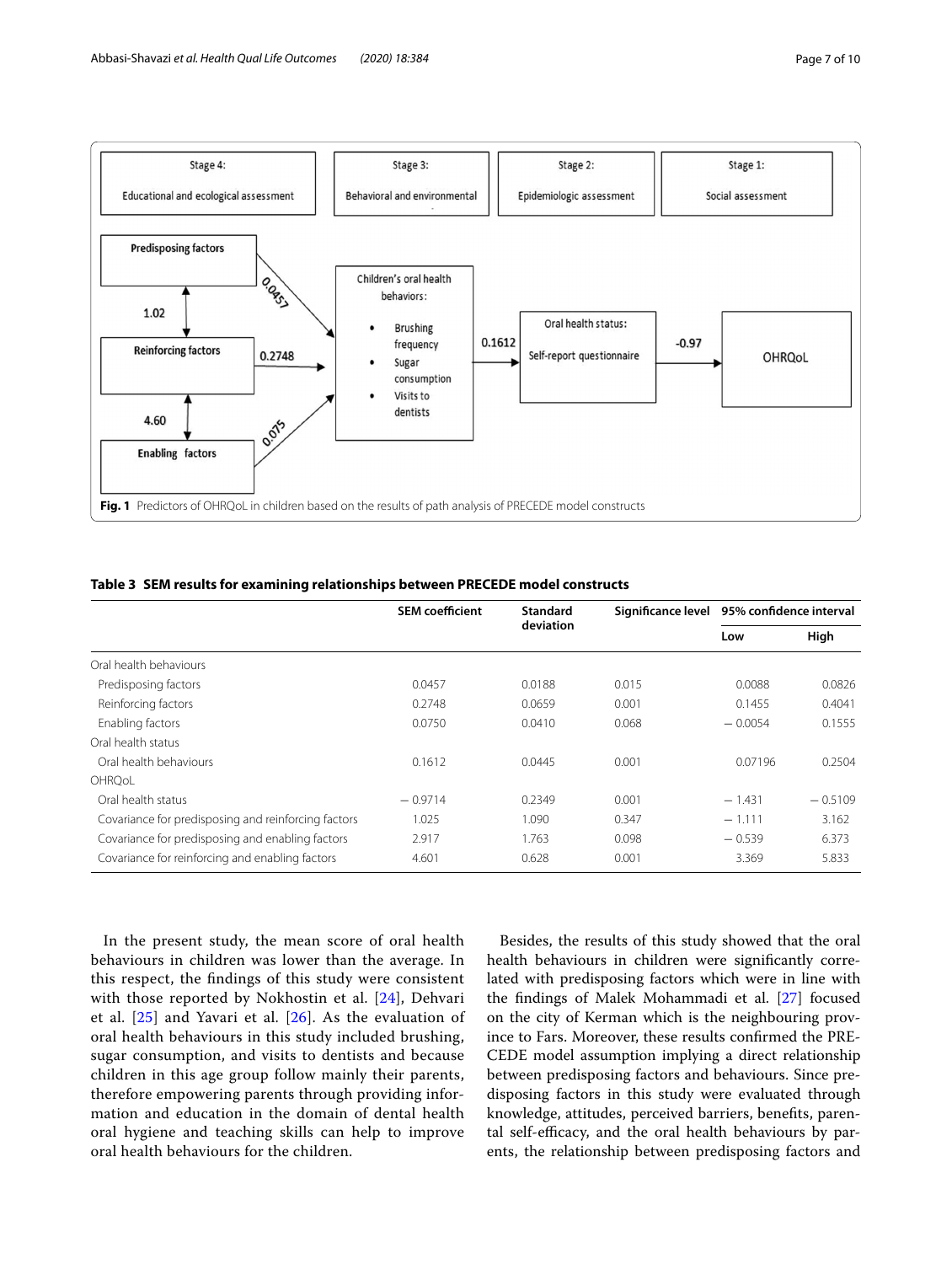Fig. 1 Predictors of OHRQoL in children based on the results of path analysis of PRECEDE model constructs

**Table 3 SEM results for examining relationships between PRECEDE model constructs**

| | SEM coefficient | Standard deviation | Significance level | 95% confidence interval | |
|---|---|---|---|---|---|
| | | | | Low | High |
| Oral health behaviours | | | | | |
| Predisposing factors | 0.0457 | 0.0188 | 0.015 | 0.0088 | 0.0826 |
| Reinforcing factors | 0.2748 | 0.0659 | 0.001 | 0.1455 | 0.4041 |
| Enabling factors | 0.0750 | 0.0410 | 0.068 | − 0.0054 | 0.1555 |
| Oral health status | | | | | |
| Oral health behaviours | 0.1612 | 0.0445 | 0.001 | 0.07196 | 0.2504 |
| OHRQoL | | | | | |
| Oral health status | − 0.9714 | 0.2349 | 0.001 | − 1.431 | − 0.5109 |
| Covariance for predisposing and reinforcing factors | 1.025 | 1.090 | 0.347 | − 1.111 | 3.162 |
| Covariance for predisposing and enabling factors | 2.917 | 1.763 | 0.098 | − 0.539 | 6.373 |
| Covariance for reinforcing and enabling factors | 4.601 | 0.628 | 0.001 | 3.369 | 5.833 |

In the present study, the mean score of oral health behaviours in children was lower than the average. In this respect, the findings of this study were consistent with those reported by Nokhostin et al. [24], Dehvari et al. [25] and Yavari et al. [26]. As the evaluation of oral health behaviours in this study included brushing, sugar consumption, and visits to dentists and because children in this age group follow mainly their parents, therefore empowering parents through providing information and education in the domain of dental health oral hygiene and teaching skills can help to improve oral health behaviours for the children.

Besides, the results of this study showed that the oral health behaviours in children were significantly correlated with predisposing factors which were in line with the findings of Malek Mohammadi et al. [27] focused on the city of Kerman which is the neighbouring province to Fars. Moreover, these results confirmed the PRECEDE model assumption implying a direct relationship between predisposing factors and behaviours. Since predisposing factors in this study were evaluated through knowledge, attitudes, perceived barriers, benefits, parental self-efficacy, and the oral health behaviours by parents, the relationship between predisposing factors and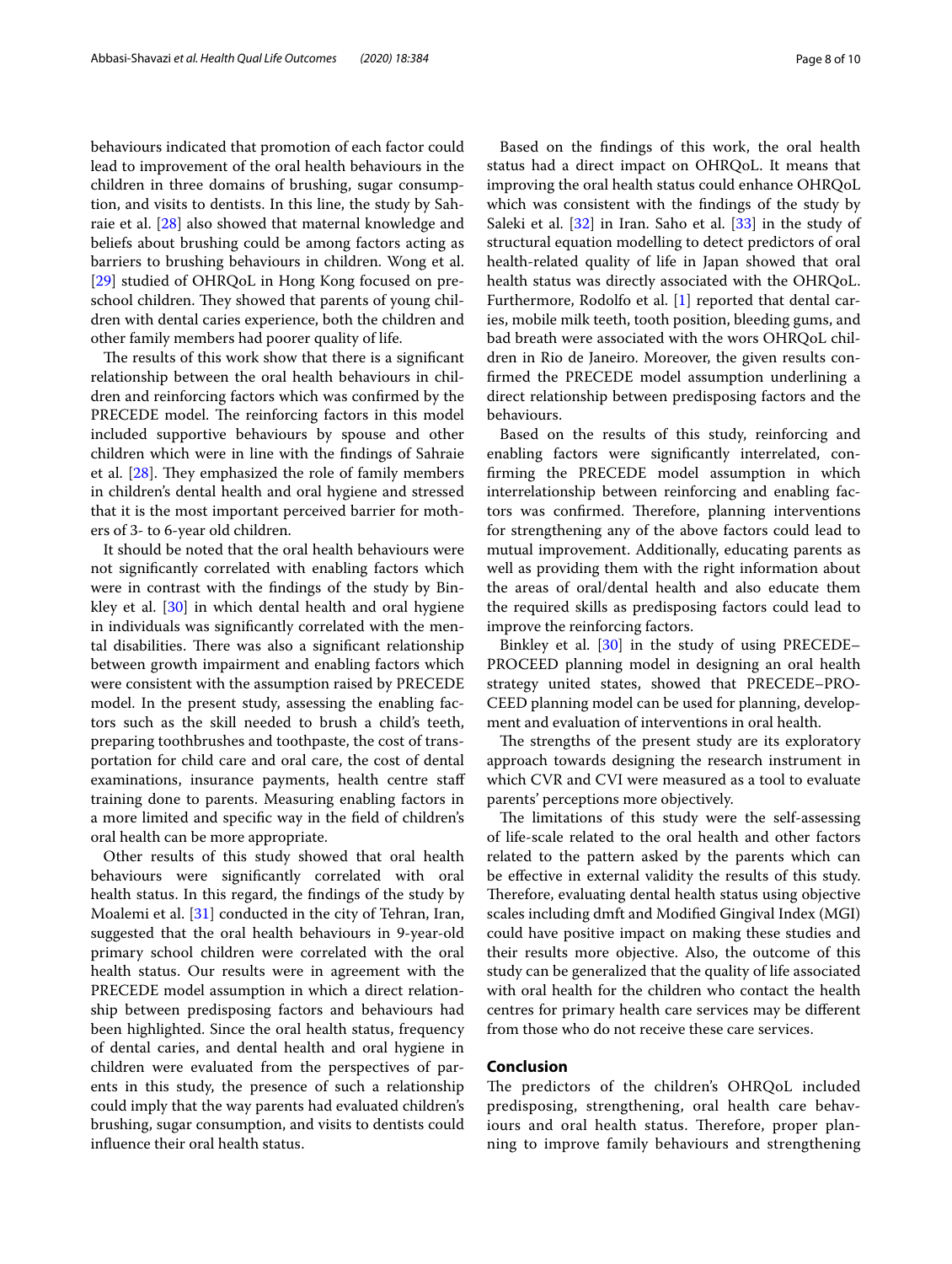behaviours indicated that promotion of each factor could lead to improvement of the oral health behaviours in the children in three domains of brushing, sugar consumption, and visits to dentists. In this line, the study by Sahraie et al. [28] also showed that maternal knowledge and beliefs about brushing could be among factors acting as barriers to brushing behaviours in children. Wong et al. [29] studied of OHRQoL in Hong Kong focused on preschool children. They showed that parents of young children with dental caries experience, both the children and other family members had poorer quality of life.

The results of this work show that there is a significant relationship between the oral health behaviours in children and reinforcing factors which was confirmed by the PRECEDE model. The reinforcing factors in this model included supportive behaviours by spouse and other children which were in line with the findings of Sahraie et al. [28]. They emphasized the role of family members in children's dental health and oral hygiene and stressed that it is the most important perceived barrier for mothers of 3- to 6-year old children.

It should be noted that the oral health behaviours were not significantly correlated with enabling factors which were in contrast with the findings of the study by Binkley et al. [30] in which dental health and oral hygiene in individuals was significantly correlated with the mental disabilities. There was also a significant relationship between growth impairment and enabling factors which were consistent with the assumption raised by PRECEDE model. In the present study, assessing the enabling factors such as the skill needed to brush a child's teeth, preparing toothbrushes and toothpaste, the cost of transportation for child care and oral care, the cost of dental examinations, insurance payments, health centre staff training done to parents. Measuring enabling factors in a more limited and specific way in the field of children's oral health can be more appropriate.

Other results of this study showed that oral health behaviours were significantly correlated with oral health status. In this regard, the findings of the study by Moalemi et al. [31] conducted in the city of Tehran, Iran, suggested that the oral health behaviours in 9-year-old primary school children were correlated with the oral health status. Our results were in agreement with the PRECEDE model assumption in which a direct relationship between predisposing factors and behaviours had been highlighted. Since the oral health status, frequency of dental caries, and dental health and oral hygiene in children were evaluated from the perspectives of parents in this study, the presence of such a relationship could imply that the way parents had evaluated children's brushing, sugar consumption, and visits to dentists could influence their oral health status.

Based on the findings of this work, the oral health status had a direct impact on OHRQoL. It means that improving the oral health status could enhance OHRQoL which was consistent with the findings of the study by Saleki et al. [32] in Iran. Saho et al. [33] in the study of structural equation modelling to detect predictors of oral health-related quality of life in Japan showed that oral health status was directly associated with the OHRQoL. Furthermore, Rodolfo et al. [1] reported that dental caries, mobile milk teeth, tooth position, bleeding gums, and bad breath were associated with the wors OHRQoL children in Rio de Janeiro. Moreover, the given results confirmed the PRECEDE model assumption underlining a direct relationship between predisposing factors and the behaviours.

Based on the results of this study, reinforcing and enabling factors were significantly interrelated, confirming the PRECEDE model assumption in which interrelationship between reinforcing and enabling factors was confirmed. Therefore, planning interventions for strengthening any of the above factors could lead to mutual improvement. Additionally, educating parents as well as providing them with the right information about the areas of oral/dental health and also educate them the required skills as predisposing factors could lead to improve the reinforcing factors.

Binkley et al. [30] in the study of using PRECEDE–PROCEED planning model in designing an oral health strategy united states, showed that PRECEDE–PROCEED planning model can be used for planning, development and evaluation of interventions in oral health.

The strengths of the present study are its exploratory approach towards designing the research instrument in which CVR and CVI were measured as a tool to evaluate parents' perceptions more objectively.

The limitations of this study were the self-assessing of life-scale related to the oral health and other factors related to the pattern asked by the parents which can be effective in external validity the results of this study. Therefore, evaluating dental health status using objective scales including dmft and Modified Gingival Index (MGI) could have positive impact on making these studies and their results more objective. Also, the outcome of this study can be generalized that the quality of life associated with oral health for the children who contact the health centres for primary health care services may be different from those who do not receive these care services.

## Conclusion

The predictors of the children's OHRQoL included predisposing, strengthening, oral health care behaviours and oral health status. Therefore, proper planning to improve family behaviours and strengthening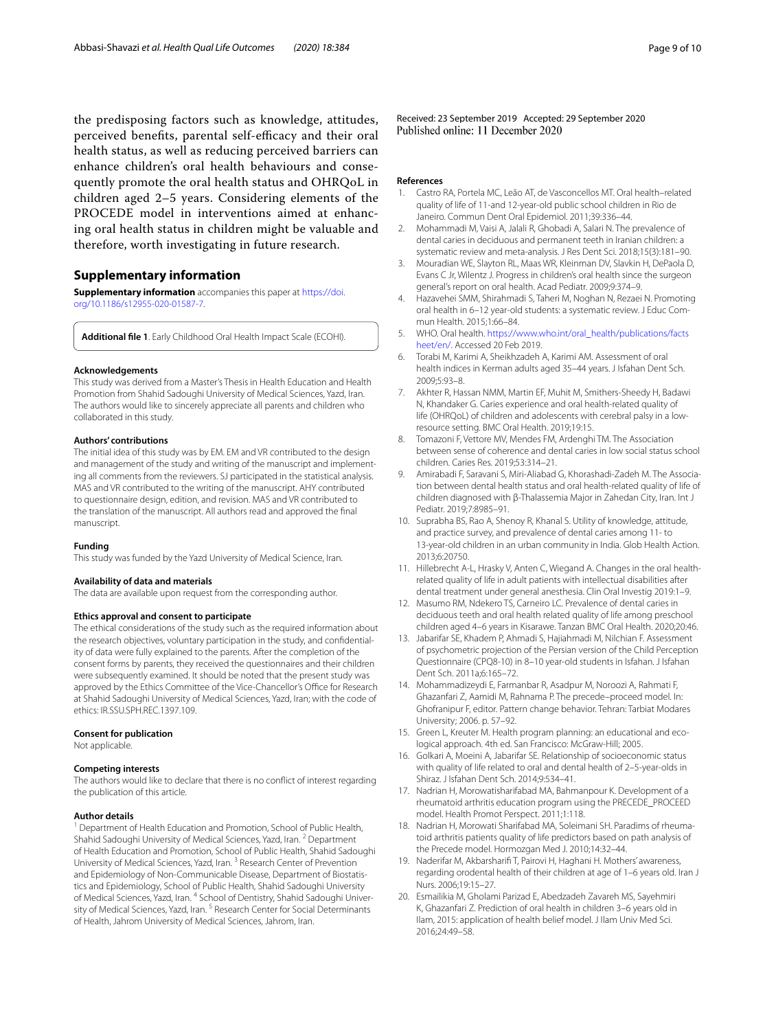the predisposing factors such as knowledge, attitudes, perceived benefits, parental self-efficacy and their oral health status, as well as reducing perceived barriers can enhance children's oral health behaviours and consequently promote the oral health status and OHRQoL in children aged 2–5 years. Considering elements of the PROCEDE model in interventions aimed at enhancing oral health status in children might be valuable and therefore, worth investigating in future research.

## Supplementary information

**Supplementary information** accompanies this paper at https://doi.org/10.1186/s12955-020-01587-7.

**Additional file 1**. Early Childhood Oral Health Impact Scale (ECOHI).

#### Acknowledgements

This study was derived from a Master's Thesis in Health Education and Health Promotion from Shahid Sadoughi University of Medical Sciences, Yazd, Iran. The authors would like to sincerely appreciate all parents and children who collaborated in this study.

#### Authors' contributions

The initial idea of this study was by EM. EM and VR contributed to the design and management of the study and writing of the manuscript and implementing all comments from the reviewers. SJ participated in the statistical analysis. MAS and VR contributed to the writing of the manuscript. AHY contributed to questionnaire design, edition, and revision. MAS and VR contributed to the translation of the manuscript. All authors read and approved the final manuscript.

#### Funding

This study was funded by the Yazd University of Medical Science, Iran.

#### Availability of data and materials

The data are available upon request from the corresponding author.

#### Ethics approval and consent to participate

The ethical considerations of the study such as the required information about the research objectives, voluntary participation in the study, and confidentiality of data were fully explained to the parents. After the completion of the consent forms by parents, they received the questionnaires and their children were subsequently examined. It should be noted that the present study was approved by the Ethics Committee of the Vice-Chancellor's Office for Research at Shahid Sadoughi University of Medical Sciences, Yazd, Iran; with the code of ethics: IR.SSU.SPH.REC.1397.109.

#### Consent for publication

Not applicable.

#### Competing interests

The authors would like to declare that there is no conflict of interest regarding the publication of this article.

#### Author details

[1] Department of Health Education and Promotion, School of Public Health, Shahid Sadoughi University of Medical Sciences, Yazd, Iran. [2] Department of Health Education and Promotion, School of Public Health, Shahid Sadoughi University of Medical Sciences, Yazd, Iran. [3] Research Center of Prevention and Epidemiology of Non-Communicable Disease, Department of Biostatistics and Epidemiology, School of Public Health, Shahid Sadoughi University of Medical Sciences, Yazd, Iran. [4] School of Dentistry, Shahid Sadoughi University of Medical Sciences, Yazd, Iran. [5] Research Center for Social Determinants of Health, Jahrom University of Medical Sciences, Jahrom, Iran.

Received: 23 September 2019 Accepted: 29 September 2020
Published online: 11 December 2020

#### References

1. Castro RA, Portela MC, Leão AT, de Vasconcellos MT. Oral health–related quality of life of 11-and 12-year-old public school children in Rio de Janeiro. Commun Dent Oral Epidemiol. 2011;39:336–44.
2. Mohammadi M, Vaisi A, Jalali R, Ghobadi A, Salari N. The prevalence of dental caries in deciduous and permanent teeth in Iranian children: a systematic review and meta-analysis. J Res Dent Sci. 2018;15(3):181–90.
3. Mouradian WE, Slayton RL, Maas WR, Kleinman DV, Slavkin H, DePaola D, Evans C Jr, Wilentz J. Progress in children's oral health since the surgeon general's report on oral health. Acad Pediatr. 2009;9:374–9.
4. Hazavehei SMM, Shirahmadi S, Taheri M, Noghan N, Rezaei N. Promoting oral health in 6–12 year-old students: a systematic review. J Educ Commun Health. 2015;1:66–84.
5. WHO. Oral health. https://www.who.int/oral_health/publications/factsheet/en/. Accessed 20 Feb 2019.
6. Torabi M, Karimi A, Sheikhzadeh A, Karimi AM. Assessment of oral health indices in Kerman adults aged 35–44 years. J Isfahan Dent Sch. 2009;5:93–8.
7. Akhter R, Hassan NMM, Martin EF, Muhit M, Smithers-Sheedy H, Badawi N, Khandaker G. Caries experience and oral health-related quality of life (OHRQoL) of children and adolescents with cerebral palsy in a low-resource setting. BMC Oral Health. 2019;19:15.
8. Tomazoni F, Vettore MV, Mendes FM, Ardenghi TM. The Association between sense of coherence and dental caries in low social status school children. Caries Res. 2019;53:314–21.
9. Amirabadi F, Saravani S, Miri-Aliabad G, Khorashadi-Zadeh M. The Association between dental health status and oral health-related quality of life of children diagnosed with β-Thalassemia Major in Zahedan City, Iran. Int J Pediatr. 2019;7:8985–91.
10. Suprabha BS, Rao A, Shenoy R, Khanal S. Utility of knowledge, attitude, and practice survey, and prevalence of dental caries among 11- to 13-year-old children in an urban community in India. Glob Health Action. 2013;6:20750.
11. Hillebrecht A-L, Hrasky V, Anten C, Wiegand A. Changes in the oral health-related quality of life in adult patients with intellectual disabilities after dental treatment under general anesthesia. Clin Oral Investig 2019:1–9.
12. Masumo RM, Ndekero TS, Carneiro LC. Prevalence of dental caries in deciduous teeth and oral health related quality of life among preschool children aged 4–6 years in Kisarawe. Tanzan BMC Oral Health. 2020;20:46.
13. Jabarifar SE, Khadem P, Ahmadi S, Hajiahmadi M, Nilchian F. Assessment of psychometric projection of the Persian version of the Child Perception Questionnaire (CPQ8-10) in 8–10 year-old students in Isfahan. J Isfahan Dent Sch. 2011a;6:165–72.
14. Mohammadizeydi E, Farmanbar R, Asadpur M, Noroozi A, Rahmati F, Ghazanfari Z, Aamidi M, Rahnama P. The precede–proceed model. In: Ghofranipur F, editor. Pattern change behavior. Tehran: Tarbiat Modares University; 2006. p. 57–92.
15. Green L, Kreuter M. Health program planning: an educational and ecological approach. 4th ed. San Francisco: McGraw-Hill; 2005.
16. Golkari A, Moeini A, Jabarifar SE. Relationship of socioeconomic status with quality of life related to oral and dental health of 2–5-year-olds in Shiraz. J Isfahan Dent Sch. 2014;9:534–41.
17. Nadrian H, Morowatisharifabad MA, Bahmanpour K. Development of a rheumatoid arthritis education program using the PRECEDE_PROCEED model. Health Promot Perspect. 2011;1:118.
18. Nadrian H, Morowati Sharifabad MA, Soleimani SH. Paradims of rheumatoid arthritis patients quality of life predictors based on path analysis of the Precede model. Hormozgan Med J. 2010;14:32–44.
19. Naderifar M, Akbarsharifi T, Pairovi H, Haghani H. Mothers' awareness, regarding orodental health of their children at age of 1–6 years old. Iran J Nurs. 2006;19:15–27.
20. Esmailikia M, Gholami Parizad E, Abedzadeh Zavareh MS, Sayehmiri K, Ghazanfari Z. Prediction of oral health in children 3–6 years old in Ilam, 2015: application of health belief model. J Ilam Univ Med Sci. 2016;24:49–58.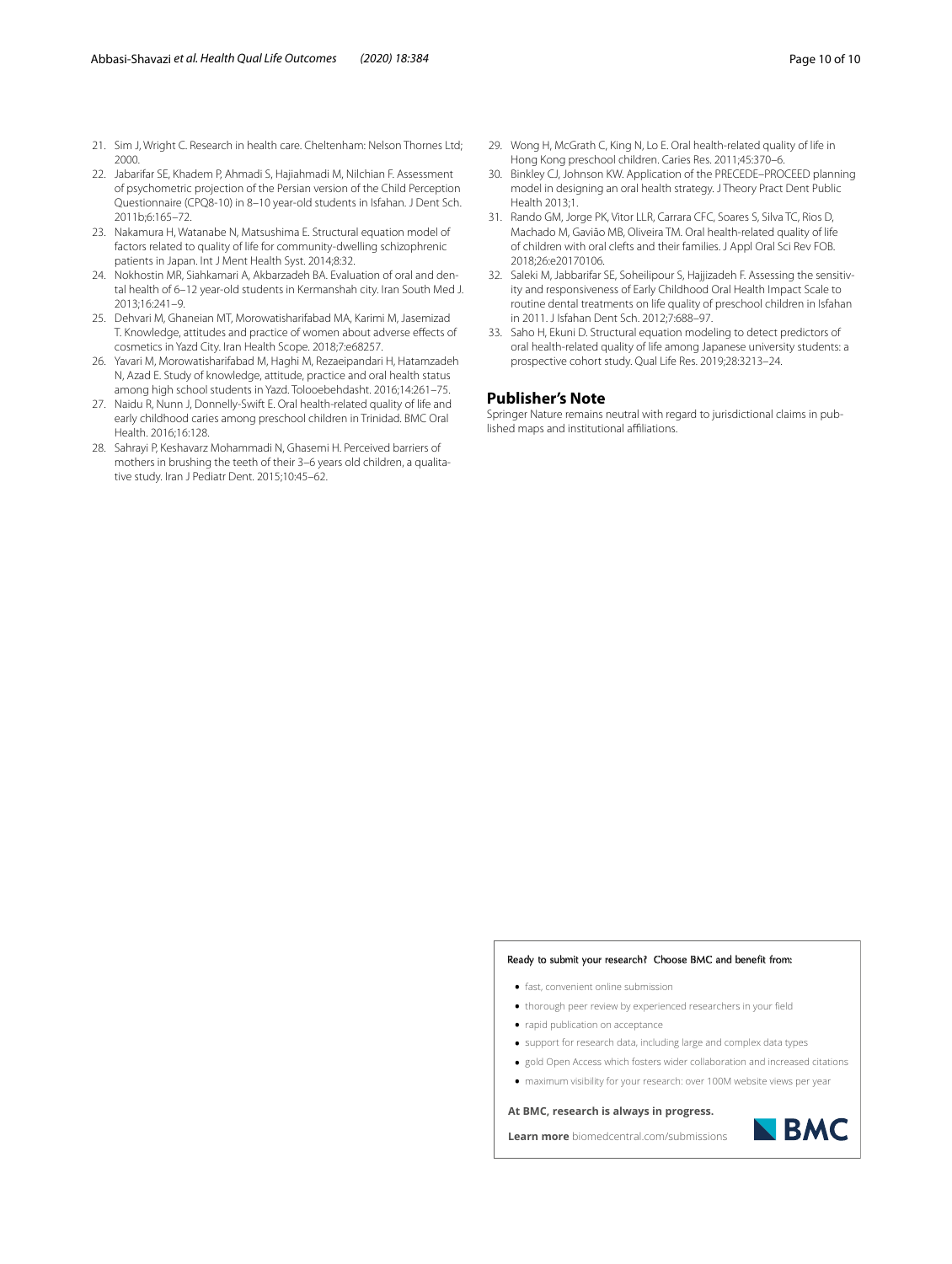21. Sim J, Wright C. Research in health care. Cheltenham: Nelson Thornes Ltd; 2000.
22. Jabarifar SE, Khadem P, Ahmadi S, Hajiahmadi M, Nilchian F. Assessment of psychometric projection of the Persian version of the Child Perception Questionnaire (CPQ8-10) in 8–10 year-old students in Isfahan. J Dent Sch. 2011b;6:165–72.
23. Nakamura H, Watanabe N, Matsushima E. Structural equation model of factors related to quality of life for community-dwelling schizophrenic patients in Japan. Int J Ment Health Syst. 2014;8:32.
24. Nokhostin MR, Siahkamari A, Akbarzadeh BA. Evaluation of oral and dental health of 6–12 year-old students in Kermanshah city. Iran South Med J. 2013;16:241–9.
25. Dehvari M, Ghaneian MT, Morowatisharifabad MA, Karimi M, Jasemizad T. Knowledge, attitudes and practice of women about adverse effects of cosmetics in Yazd City. Iran Health Scope. 2018;7:e68257.
26. Yavari M, Morowatisharifabad M, Haghi M, Rezaeipandari H, Hatamzadeh N, Azad E. Study of knowledge, attitude, practice and oral health status among high school students in Yazd. Tolooebehdasht. 2016;14:261–75.
27. Naidu R, Nunn J, Donnelly-Swift E. Oral health-related quality of life and early childhood caries among preschool children in Trinidad. BMC Oral Health. 2016;16:128.
28. Sahrayi P, Keshavarz Mohammadi N, Ghasemi H. Perceived barriers of mothers in brushing the teeth of their 3–6 years old children, a qualitative study. Iran J Pediatr Dent. 2015;10:45–62.
29. Wong H, McGrath C, King N, Lo E. Oral health-related quality of life in Hong Kong preschool children. Caries Res. 2011;45:370–6.
30. Binkley CJ, Johnson KW. Application of the PRECEDE–PROCEED planning model in designing an oral health strategy. J Theory Pract Dent Public Health 2013;1.
31. Rando GM, Jorge PK, Vitor LLR, Carrara CFC, Soares S, Silva TC, Rios D, Machado M, Gavião MB, Oliveira TM. Oral health-related quality of life of children with oral clefts and their families. J Appl Oral Sci Rev FOB. 2018;26:e20170106.
32. Saleki M, Jabbarifar SE, Soheilipour S, Hajjizadeh F. Assessing the sensitivity and responsiveness of Early Childhood Oral Health Impact Scale to routine dental treatments on life quality of preschool children in Isfahan in 2011. J Isfahan Dent Sch. 2012;7:688–97.
33. Saho H, Ekuni D. Structural equation modeling to detect predictors of oral health-related quality of life among Japanese university students: a prospective cohort study. Qual Life Res. 2019;28:3213–24.

## Publisher's Note

Springer Nature remains neutral with regard to jurisdictional claims in published maps and institutional affiliations.

Ready to submit your research? Choose BMC and benefit from:

- fast, convenient online submission
- thorough peer review by experienced researchers in your field
- rapid publication on acceptance
- support for research data, including large and complex data types
- gold Open Access which fosters wider collaboration and increased citations
- maximum visibility for your research: over 100M website views per year

**At BMC, research is always in progress.**

**Learn more** biomedcentral.com/submissions